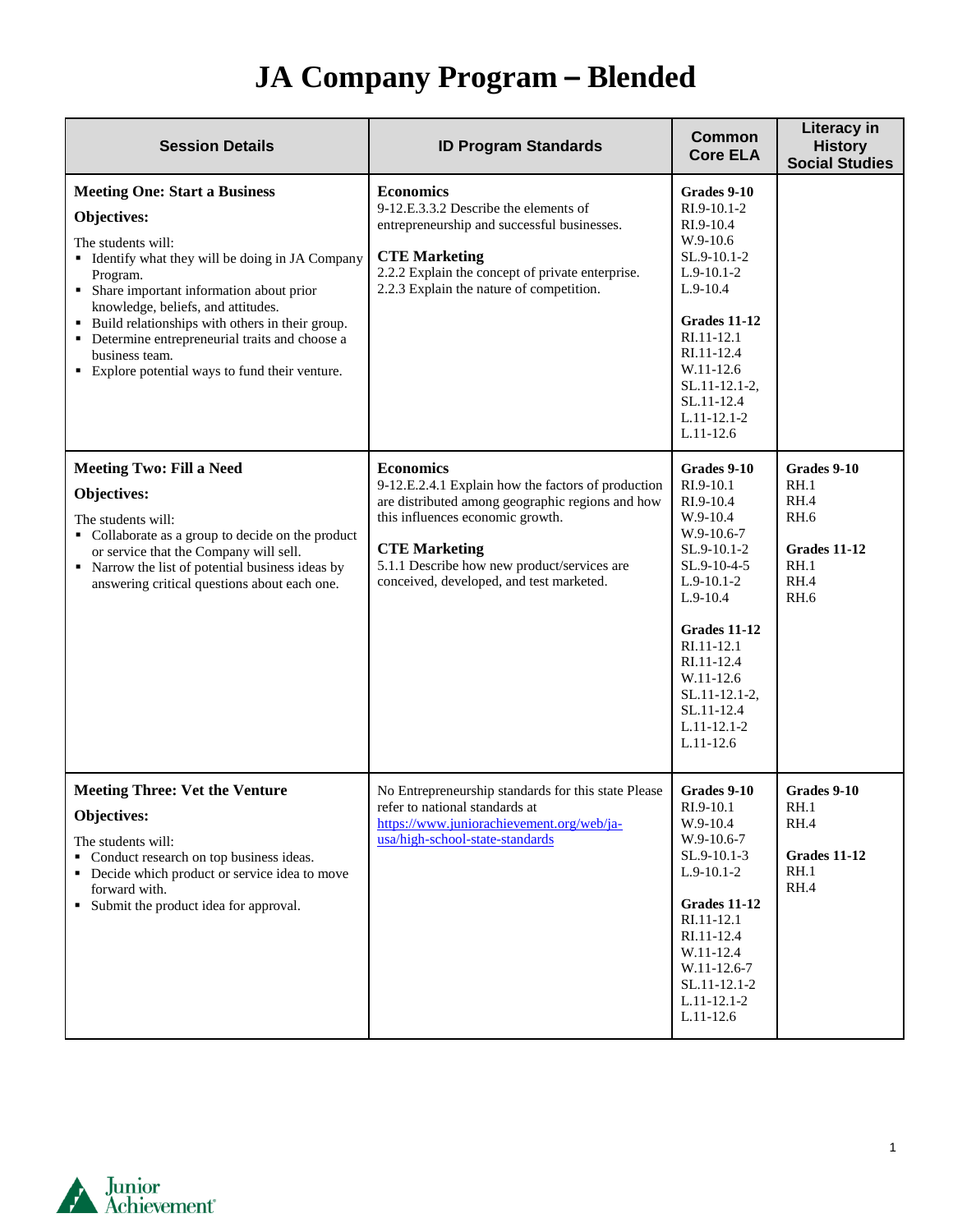# JA Company Program – Blended

| Session Details | ID Program Standards | Common Core ELA | Literacy in History Social Studies |
|---|---|---|---|
| **Meeting One: Start a Business**<br>**Objectives:**<br>The students will:<br>▪ Identify what they will be doing in JA Company Program.<br>▪ Share important information about prior knowledge, beliefs, and attitudes.<br>▪ Build relationships with others in their group.<br>▪ Determine entrepreneurial traits and choose a business team.<br>▪ Explore potential ways to fund their venture. | **Economics**<br>9-12.E.3.3.2 Describe the elements of entrepreneurship and successful businesses.<br><br>**CTE Marketing**<br>2.2.2 Explain the concept of private enterprise.<br>2.2.3 Explain the nature of competition. | **Grades 9-10**<br>RI.9-10.1-2<br>RI.9-10.4<br>W.9-10.6<br>SL.9-10.1-2<br>L.9-10.1-2<br>L.9-10.4<br><br>**Grades 11-12**<br>RI.11-12.1<br>RI.11-12.4<br>W.11-12.6<br>SL.11-12.1-2,<br>SL.11-12.4<br>L.11-12.1-2<br>L.11-12.6 | |
| **Meeting Two: Fill a Need**<br>**Objectives:**<br>The students will:<br>▪ Collaborate as a group to decide on the product or service that the Company will sell.<br>▪ Narrow the list of potential business ideas by answering critical questions about each one. | **Economics**<br>9-12.E.2.4.1 Explain how the factors of production are distributed among geographic regions and how this influences economic growth.<br><br>**CTE Marketing**<br>5.1.1 Describe how new product/services are conceived, developed, and test marketed. | **Grades 9-10**<br>RI.9-10.1<br>RI.9-10.4<br>W.9-10.4<br>W.9-10.6-7<br>SL.9-10.1-2<br>SL.9-10-4-5<br>L.9-10.1-2<br>L.9-10.4<br><br>**Grades 11-12**<br>RI.11-12.1<br>RI.11-12.4<br>W.11-12.6<br>SL.11-12.1-2,<br>SL.11-12.4<br>L.11-12.1-2<br>L.11-12.6 | **Grades 9-10**<br>RH.1<br>RH.4<br>RH.6<br><br>**Grades 11-12**<br>RH.1<br>RH.4<br>RH.6 |
| **Meeting Three: Vet the Venture**<br>**Objectives:**<br>The students will:<br>▪ Conduct research on top business ideas.<br>▪ Decide which product or service idea to move forward with.<br>▪ Submit the product idea for approval. | No Entrepreneurship standards for this state Please refer to national standards at [https://www.juniorachievement.org/web/ja-usa/high-school-state-standards](https://www.juniorachievement.org/web/ja-usa/high-school-state-standards) | **Grades 9-10**<br>RI.9-10.1<br>W.9-10.4<br>W.9-10.6-7<br>SL.9-10.1-3<br>L.9-10.1-2<br><br>**Grades 11-12**<br>RI.11-12.1<br>RI.11-12.4<br>W.11-12.4<br>W.11-12.6-7<br>SL.11-12.1-2<br>L.11-12.1-2<br>L.11-12.6 | **Grades 9-10**<br>RH.1<br>RH.4<br><br>**Grades 11-12**<br>RH.1<br>RH.4 |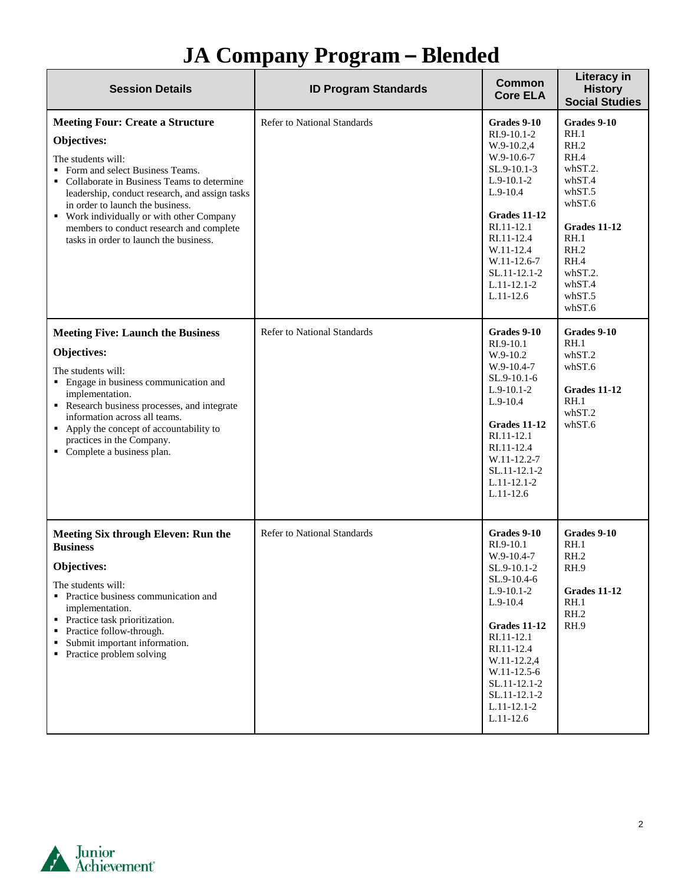# JA Company Program – Blended

| Session Details | ID Program Standards | Common Core ELA | Literacy in History Social Studies |
|---|---|---|---|
| **Meeting Four: Create a Structure**<br><br>**Objectives:**<br><br>The students will:<br>▪ Form and select Business Teams.<br>▪ Collaborate in Business Teams to determine leadership, conduct research, and assign tasks in order to launch the business.<br>▪ Work individually or with other Company members to conduct research and complete tasks in order to launch the business. | Refer to National Standards | **Grades 9-10**<br>RI.9-10.1-2<br>W.9-10.2,4<br>W.9-10.6-7<br>SL.9-10.1-3<br>L.9-10.1-2<br>L.9-10.4<br><br>**Grades 11-12**<br>RI.11-12.1<br>RI.11-12.4<br>W.11-12.4<br>W.11-12.6-7<br>SL.11-12.1-2<br>L.11-12.1-2<br>L.11-12.6 | **Grades 9-10**<br>RH.1<br>RH.2<br>RH.4<br>whST.2.<br>whST.4<br>whST.5<br>whST.6<br><br>**Grades 11-12**<br>RH.1<br>RH.2<br>RH.4<br>whST.2.<br>whST.4<br>whST.5<br>whST.6 |
| **Meeting Five: Launch the Business**<br><br>**Objectives:**<br><br>The students will:<br>▪ Engage in business communication and implementation.<br>▪ Research business processes, and integrate information across all teams.<br>▪ Apply the concept of accountability to practices in the Company.<br>▪ Complete a business plan. | Refer to National Standards | **Grades 9-10**<br>RI.9-10.1<br>W.9-10.2<br>W.9-10.4-7<br>SL.9-10.1-6<br>L.9-10.1-2<br>L.9-10.4<br><br>**Grades 11-12**<br>RI.11-12.1<br>RI.11-12.4<br>W.11-12.2-7<br>SL.11-12.1-2<br>L.11-12.1-2<br>L.11-12.6 | **Grades 9-10**<br>RH.1<br>whST.2<br>whST.6<br><br>**Grades 11-12**<br>RH.1<br>whST.2<br>whST.6 |
| **Meeting Six through Eleven: Run the Business**<br><br>**Objectives:**<br><br>The students will:<br>▪ Practice business communication and implementation.<br>▪ Practice task prioritization.<br>▪ Practice follow-through.<br>▪ Submit important information.<br>▪ Practice problem solving | Refer to National Standards | **Grades 9-10**<br>RI.9-10.1<br>W.9-10.4-7<br>SL.9-10.1-2<br>SL.9-10.4-6<br>L.9-10.1-2<br>L.9-10.4<br><br>**Grades 11-12**<br>RI.11-12.1<br>RI.11-12.4<br>W.11-12.2,4<br>W.11-12.5-6<br>SL.11-12.1-2<br>SL.11-12.1-2<br>L.11-12.1-2<br>L.11-12.6 | **Grades 9-10**<br>RH.1<br>RH.2<br>RH.9<br><br>**Grades 11-12**<br>RH.1<br>RH.2<br>RH.9 |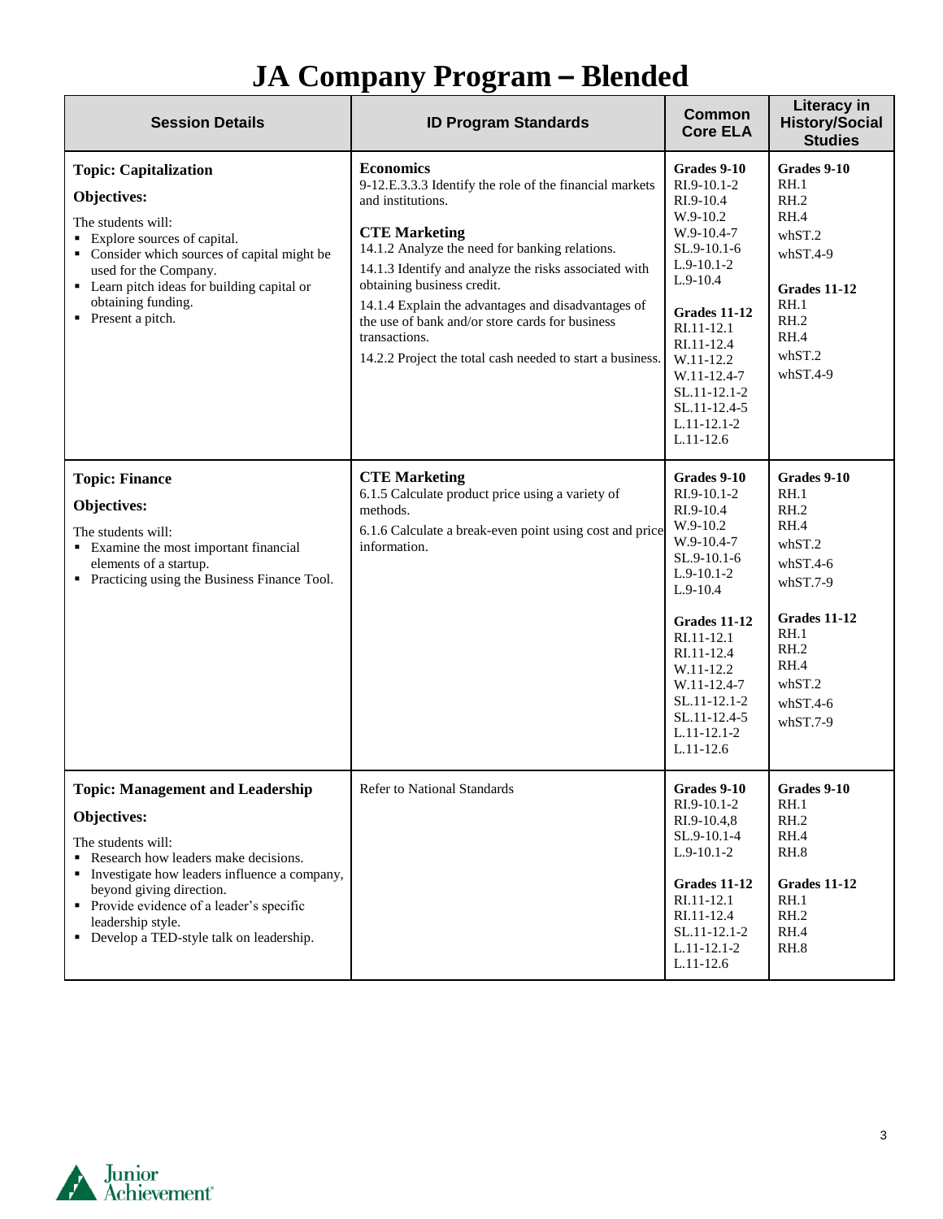# JA Company Program – Blended

| Session Details | ID Program Standards | Common Core ELA | Literacy in History/Social Studies |
|---|---|---|---|
| **Topic: Capitalization**<br><br>**Objectives:**<br><br>The students will:<br>▪ Explore sources of capital.<br>▪ Consider which sources of capital might be used for the Company.<br>▪ Learn pitch ideas for building capital or obtaining funding.<br>▪ Present a pitch. | **Economics**<br>9-12.E.3.3.3 Identify the role of the financial markets and institutions.<br><br>**CTE Marketing**<br>14.1.2 Analyze the need for banking relations.<br>14.1.3 Identify and analyze the risks associated with obtaining business credit.<br>14.1.4 Explain the advantages and disadvantages of the use of bank and/or store cards for business transactions.<br>14.2.2 Project the total cash needed to start a business. | **Grades 9-10**<br>RI.9-10.1-2<br>RI.9-10.4<br>W.9-10.2<br>W.9-10.4-7<br>SL.9-10.1-6<br>L.9-10.1-2<br>L.9-10.4<br><br>**Grades 11-12**<br>RI.11-12.1<br>RI.11-12.4<br>W.11-12.2<br>W.11-12.4-7<br>SL.11-12.1-2<br>SL.11-12.4-5<br>L.11-12.1-2<br>L.11-12.6 | **Grades 9-10**<br>RH.1<br>RH.2<br>RH.4<br>whST.2<br>whST.4-9<br><br>**Grades 11-12**<br>RH.1<br>RH.2<br>RH.4<br>whST.2<br>whST.4-9 |
| **Topic: Finance**<br><br>**Objectives:**<br><br>The students will:<br>▪ Examine the most important financial elements of a startup.<br>▪ Practicing using the Business Finance Tool. | **CTE Marketing**<br>6.1.5 Calculate product price using a variety of methods.<br>6.1.6 Calculate a break-even point using cost and price information. | **Grades 9-10**<br>RI.9-10.1-2<br>RI.9-10.4<br>W.9-10.2<br>W.9-10.4-7<br>SL.9-10.1-6<br>L.9-10.1-2<br>L.9-10.4<br><br>**Grades 11-12**<br>RI.11-12.1<br>RI.11-12.4<br>W.11-12.2<br>W.11-12.4-7<br>SL.11-12.1-2<br>SL.11-12.4-5<br>L.11-12.1-2<br>L.11-12.6 | **Grades 9-10**<br>RH.1<br>RH.2<br>RH.4<br>whST.2<br>whST.4-6<br>whST.7-9<br><br>**Grades 11-12**<br>RH.1<br>RH.2<br>RH.4<br>whST.2<br>whST.4-6<br>whST.7-9 |
| **Topic: Management and Leadership**<br><br>**Objectives:**<br><br>The students will:<br>▪ Research how leaders make decisions.<br>▪ Investigate how leaders influence a company, beyond giving direction.<br>▪ Provide evidence of a leader's specific leadership style.<br>▪ Develop a TED-style talk on leadership. | Refer to National Standards | **Grades 9-10**<br>RI.9-10.1-2<br>RI.9-10.4,8<br>SL.9-10.1-4<br>L.9-10.1-2<br><br>**Grades 11-12**<br>RI.11-12.1<br>RI.11-12.4<br>SL.11-12.1-2<br>L.11-12.1-2<br>L.11-12.6 | **Grades 9-10**<br>RH.1<br>RH.2<br>RH.4<br>RH.8<br><br>**Grades 11-12**<br>RH.1<br>RH.2<br>RH.4<br>RH.8 |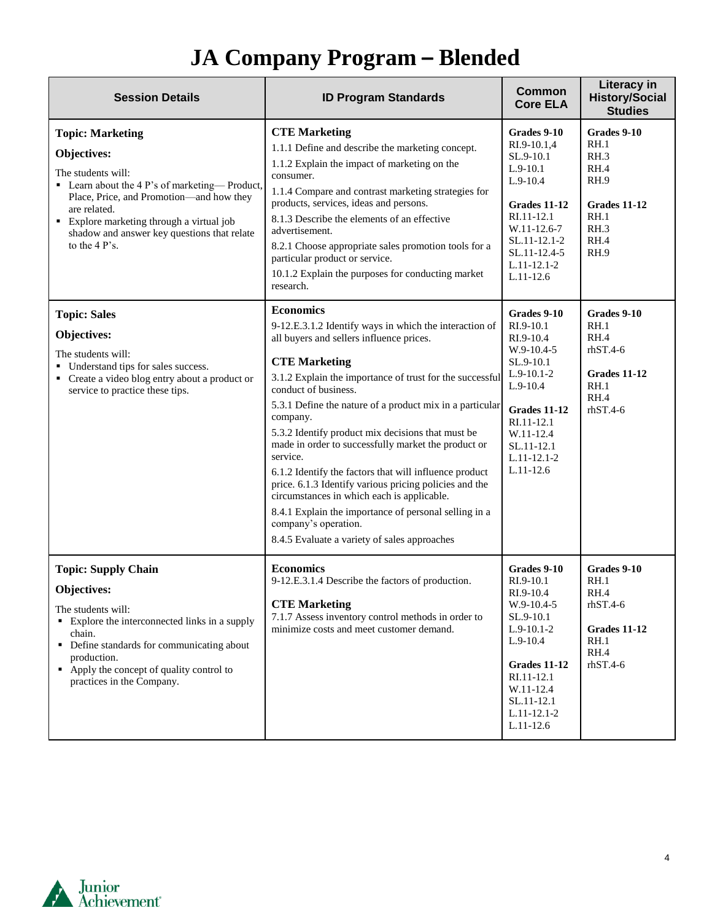# JA Company Program – Blended

| Session Details | ID Program Standards | Common Core ELA | Literacy in History/Social Studies |
|---|---|---|---|
| **Topic: Marketing**<br>**Objectives:**<br>The students will:<br>▪ Learn about the 4 P's of marketing— Product, Place, Price, and Promotion—and how they are related.<br>▪ Explore marketing through a virtual job shadow and answer key questions that relate to the 4 P's. | **CTE Marketing**<br>1.1.1 Define and describe the marketing concept.<br>1.1.2 Explain the impact of marketing on the consumer.<br>1.1.4 Compare and contrast marketing strategies for products, services, ideas and persons.<br>8.1.3 Describe the elements of an effective advertisement.<br>8.2.1 Choose appropriate sales promotion tools for a particular product or service.<br>10.1.2 Explain the purposes for conducting market research. | **Grades 9-10**<br>RI.9-10.1,4<br>SL.9-10.1<br>L.9-10.1<br>L.9-10.4<br><br>**Grades 11-12**<br>RI.11-12.1<br>W.11-12.6-7<br>SL.11-12.1-2<br>SL.11-12.4-5<br>L.11-12.1-2<br>L.11-12.6 | **Grades 9-10**<br>RH.1<br>RH.3<br>RH.4<br>RH.9<br><br>**Grades 11-12**<br>RH.1<br>RH.3<br>RH.4<br>RH.9 |
| **Topic: Sales**<br>**Objectives:**<br>The students will:<br>▪ Understand tips for sales success.<br>▪ Create a video blog entry about a product or service to practice these tips. | **Economics**<br>9-12.E.3.1.2 Identify ways in which the interaction of all buyers and sellers influence prices.<br><br>**CTE Marketing**<br>3.1.2 Explain the importance of trust for the successful conduct of business.<br>5.3.1 Define the nature of a product mix in a particular company.<br>5.3.2 Identify product mix decisions that must be made in order to successfully market the product or service.<br>6.1.2 Identify the factors that will influence product price. 6.1.3 Identify various pricing policies and the circumstances in which each is applicable.<br>8.4.1 Explain the importance of personal selling in a company's operation.<br>8.4.5 Evaluate a variety of sales approaches | **Grades 9-10**<br>RI.9-10.1<br>RI.9-10.4<br>W.9-10.4-5<br>SL.9-10.1<br>L.9-10.1-2<br>L.9-10.4<br><br>**Grades 11-12**<br>RI.11-12.1<br>W.11-12.4<br>SL.11-12.1<br>L.11-12.1-2<br>L.11-12.6 | **Grades 9-10**<br>RH.1<br>RH.4<br>rhST.4-6<br><br>**Grades 11-12**<br>RH.1<br>RH.4<br>rhST.4-6 |
| **Topic: Supply Chain**<br>**Objectives:**<br>The students will:<br>▪ Explore the interconnected links in a supply chain.<br>▪ Define standards for communicating about production.<br>▪ Apply the concept of quality control to practices in the Company. | **Economics**<br>9-12.E.3.1.4 Describe the factors of production.<br><br>**CTE Marketing**<br>7.1.7 Assess inventory control methods in order to minimize costs and meet customer demand. | **Grades 9-10**<br>RI.9-10.1<br>RI.9-10.4<br>W.9-10.4-5<br>SL.9-10.1<br>L.9-10.1-2<br>L.9-10.4<br><br>**Grades 11-12**<br>RI.11-12.1<br>W.11-12.4<br>SL.11-12.1<br>L.11-12.1-2<br>L.11-12.6 | **Grades 9-10**<br>RH.1<br>RH.4<br>rhST.4-6<br><br>**Grades 11-12**<br>RH.1<br>RH.4<br>rhST.4-6 |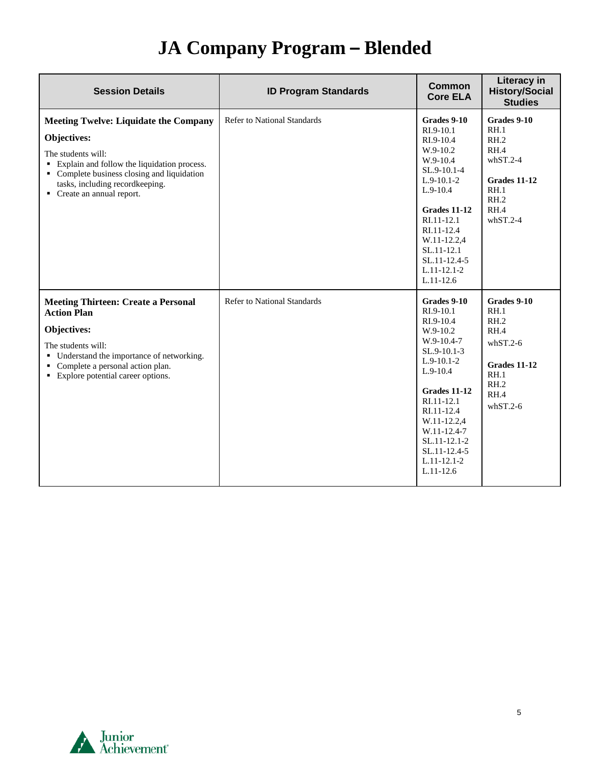# JA Company Program – Blended

| Session Details | ID Program Standards | Common Core ELA | Literacy in History/Social Studies |
|---|---|---|---|
| **Meeting Twelve: Liquidate the Company**<br><br>**Objectives:**<br><br>The students will:<br>▪ Explain and follow the liquidation process.<br>▪ Complete business closing and liquidation tasks, including recordkeeping.<br>▪ Create an annual report. | Refer to National Standards | **Grades 9-10**<br>RI.9-10.1<br>RI.9-10.4<br>W.9-10.2<br>W.9-10.4<br>SL.9-10.1-4<br>L.9-10.1-2<br>L.9-10.4<br><br>**Grades 11-12**<br>RI.11-12.1<br>RI.11-12.4<br>W.11-12.2,4<br>SL.11-12.1<br>SL.11-12.4-5<br>L.11-12.1-2<br>L.11-12.6 | **Grades 9-10**<br>RH.1<br>RH.2<br>RH.4<br>whST.2-4<br><br>**Grades 11-12**<br>RH.1<br>RH.2<br>RH.4<br>whST.2-4 |
| **Meeting Thirteen: Create a Personal Action Plan**<br><br>**Objectives:**<br><br>The students will:<br>▪ Understand the importance of networking.<br>▪ Complete a personal action plan.<br>▪ Explore potential career options. | Refer to National Standards | **Grades 9-10**<br>RI.9-10.1<br>RI.9-10.4<br>W.9-10.2<br>W.9-10.4-7<br>SL.9-10.1-3<br>L.9-10.1-2<br>L.9-10.4<br><br>**Grades 11-12**<br>RI.11-12.1<br>RI.11-12.4<br>W.11-12.2,4<br>W.11-12.4-7<br>SL.11-12.1-2<br>SL.11-12.4-5<br>L.11-12.1-2<br>L.11-12.6 | **Grades 9-10**<br>RH.1<br>RH.2<br>RH.4<br>whST.2-6<br><br>**Grades 11-12**<br>RH.1<br>RH.2<br>RH.4<br>whST.2-6 |